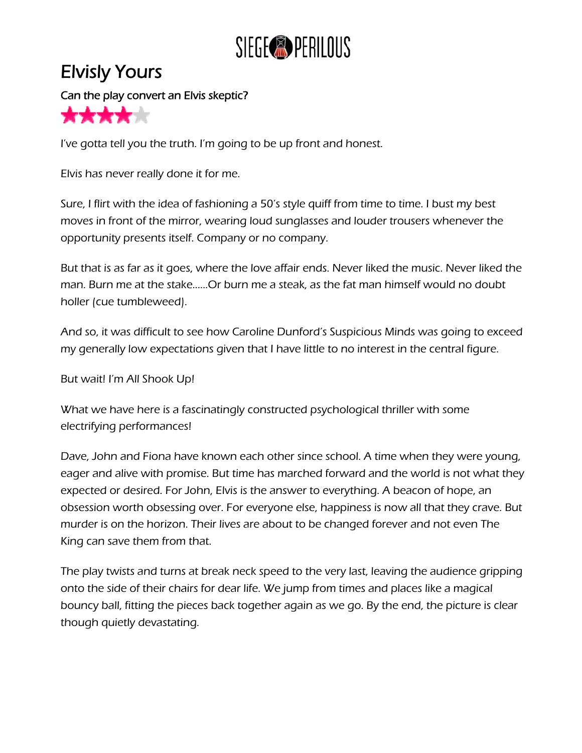SIEGE PERILOUS

# Elvisly Yours

### Can the play convert an Elvis skeptic?

★★★★☆

I've gotta tell you the truth. I'm going to be up front and honest.

Elvis has never really done it for me.

Sure, I flirt with the idea of fashioning a 50's style quiff from time to time. I bust my best moves in front of the mirror, wearing loud sunglasses and louder trousers whenever the opportunity presents itself. Company or no company.

But that is as far as it goes, where the love affair ends. Never liked the music. Never liked the man. Burn me at the stake......Or burn me a steak, as the fat man himself would no doubt holler (cue tumbleweed).

And so, it was difficult to see how Caroline Dunford's Suspicious Minds was going to exceed my generally low expectations given that I have little to no interest in the central figure.

But wait! I'm All Shook Up!

What we have here is a fascinatingly constructed psychological thriller with some electrifying performances!

Dave, John and Fiona have known each other since school. A time when they were young, eager and alive with promise. But time has marched forward and the world is not what they expected or desired. For John, Elvis is the answer to everything. A beacon of hope, an obsession worth obsessing over. For everyone else, happiness is now all that they crave. But murder is on the horizon. Their lives are about to be changed forever and not even The King can save them from that.

The play twists and turns at break neck speed to the very last, leaving the audience gripping onto the side of their chairs for dear life. We jump from times and places like a magical bouncy ball, fitting the pieces back together again as we go. By the end, the picture is clear though quietly devastating.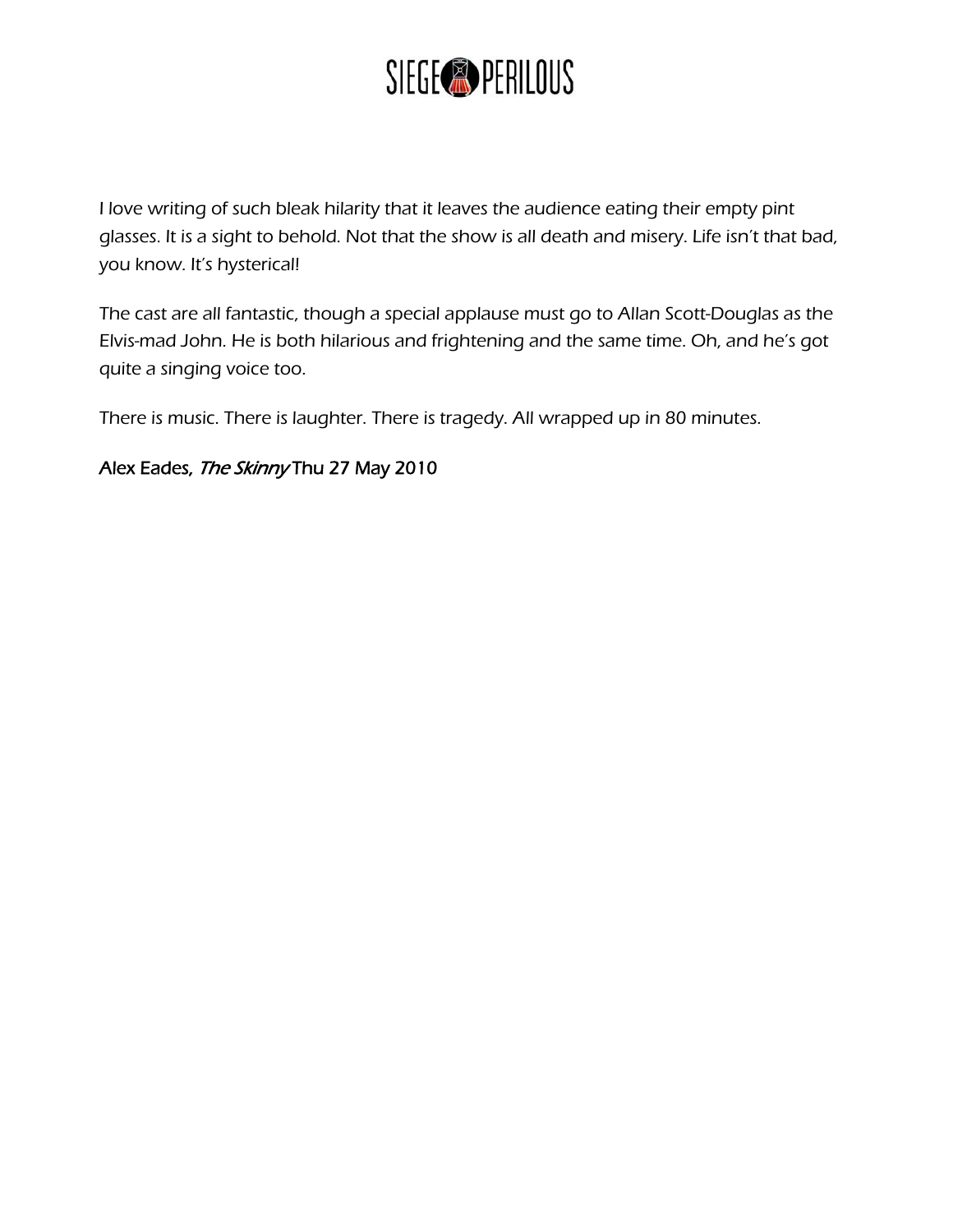I love writing of such bleak hilarity that it leaves the audience eating their empty pint glasses. It is a sight to behold. Not that the show is all death and misery. Life isn't that bad, you know. It's hysterical!

The cast are all fantastic, though a special applause must go to Allan Scott-Douglas as the Elvis-mad John. He is both hilarious and frightening and the same time. Oh, and he's got quite a singing voice too.

There is music. There is laughter. There is tragedy. All wrapped up in 80 minutes.

Alex Eades, *The Skinny* Thu 27 May 2010